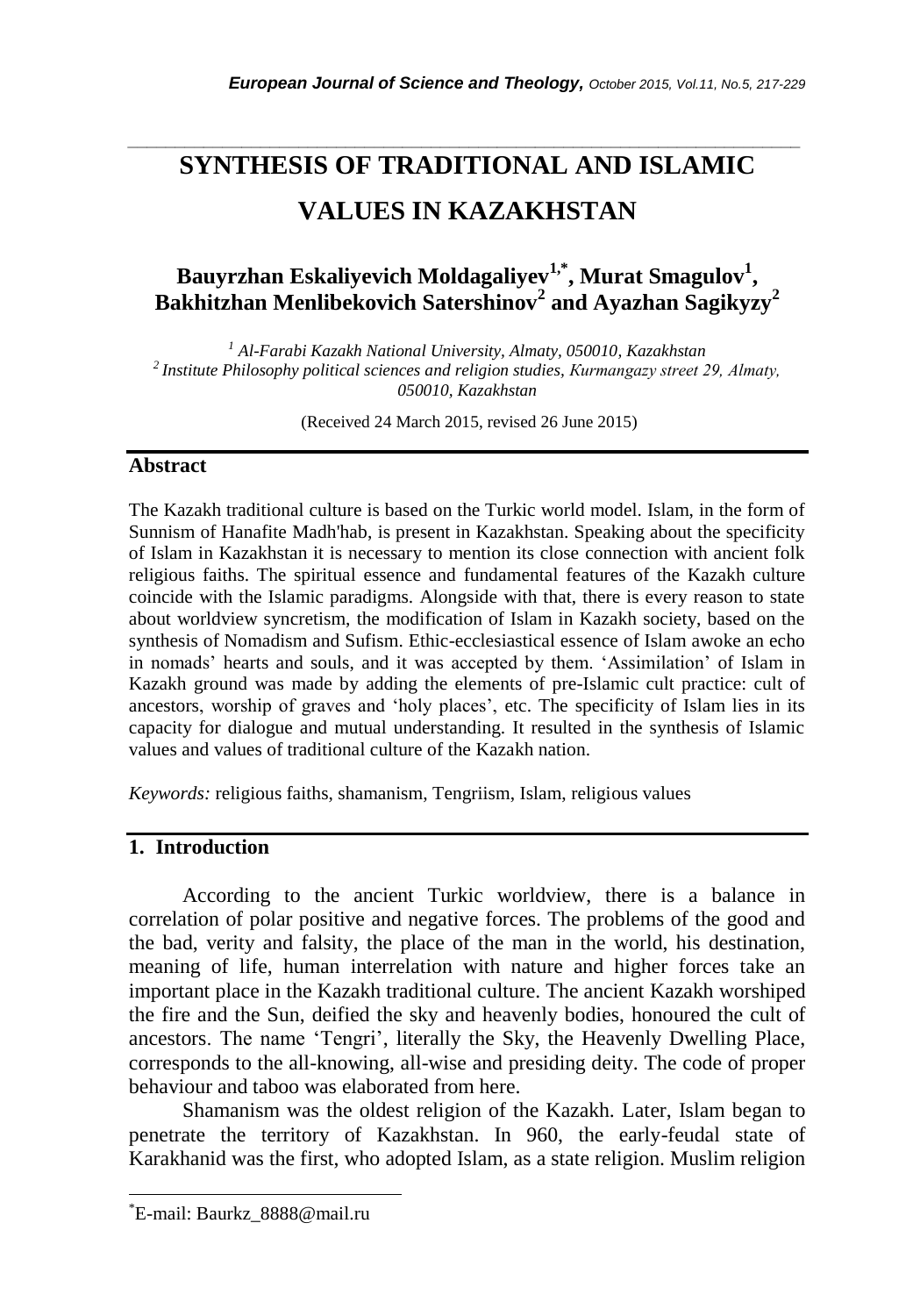# SYNTHESIS OF TRADITIONAL AND ISLAMIC VALUES IN KAZAKHSTAN

## Bauyrzhan Eskaliyevich Moldagaliyev[1,*], Murat Smagulov[1], Bakhitzhan Menlibekovich Satershinov[2] and Ayazhan Sagikyzy[2]

*[1] Al-Farabi Kazakh National University, Almaty, 050010, Kazakhstan*
*[2] Institute Philosophy political sciences and religion studies, Kurmangazy street 29, Almaty, 050010, Kazakhstan*

(Received 24 March 2015, revised 26 June 2015)

## Abstract

The Kazakh traditional culture is based on the Turkic world model. Islam, in the form of Sunnism of Hanafite Madh'hab, is present in Kazakhstan. Speaking about the specificity of Islam in Kazakhstan it is necessary to mention its close connection with ancient folk religious faiths. The spiritual essence and fundamental features of the Kazakh culture coincide with the Islamic paradigms. Alongside with that, there is every reason to state about worldview syncretism, the modification of Islam in Kazakh society, based on the synthesis of Nomadism and Sufism. Ethic-ecclesiastical essence of Islam awoke an echo in nomads' hearts and souls, and it was accepted by them. 'Assimilation' of Islam in Kazakh ground was made by adding the elements of pre-Islamic cult practice: cult of ancestors, worship of graves and 'holy places', etc. The specificity of Islam lies in its capacity for dialogue and mutual understanding. It resulted in the synthesis of Islamic values and values of traditional culture of the Kazakh nation.

*Keywords:* religious faiths, shamanism, Tengriism, Islam, religious values

## 1. Introduction

According to the ancient Turkic worldview, there is a balance in correlation of polar positive and negative forces. The problems of the good and the bad, verity and falsity, the place of the man in the world, his destination, meaning of life, human interrelation with nature and higher forces take an important place in the Kazakh traditional culture. The ancient Kazakh worshiped the fire and the Sun, deified the sky and heavenly bodies, honoured the cult of ancestors. The name 'Tengri', literally the Sky, the Heavenly Dwelling Place, corresponds to the all-knowing, all-wise and presiding deity. The code of proper behaviour and taboo was elaborated from here.

Shamanism was the oldest religion of the Kazakh. Later, Islam began to penetrate the territory of Kazakhstan. In 960, the early-feudal state of Karakhanid was the first, who adopted Islam, as a state religion. Muslim religion

[*] E-mail: Baurkz_8888@mail.ru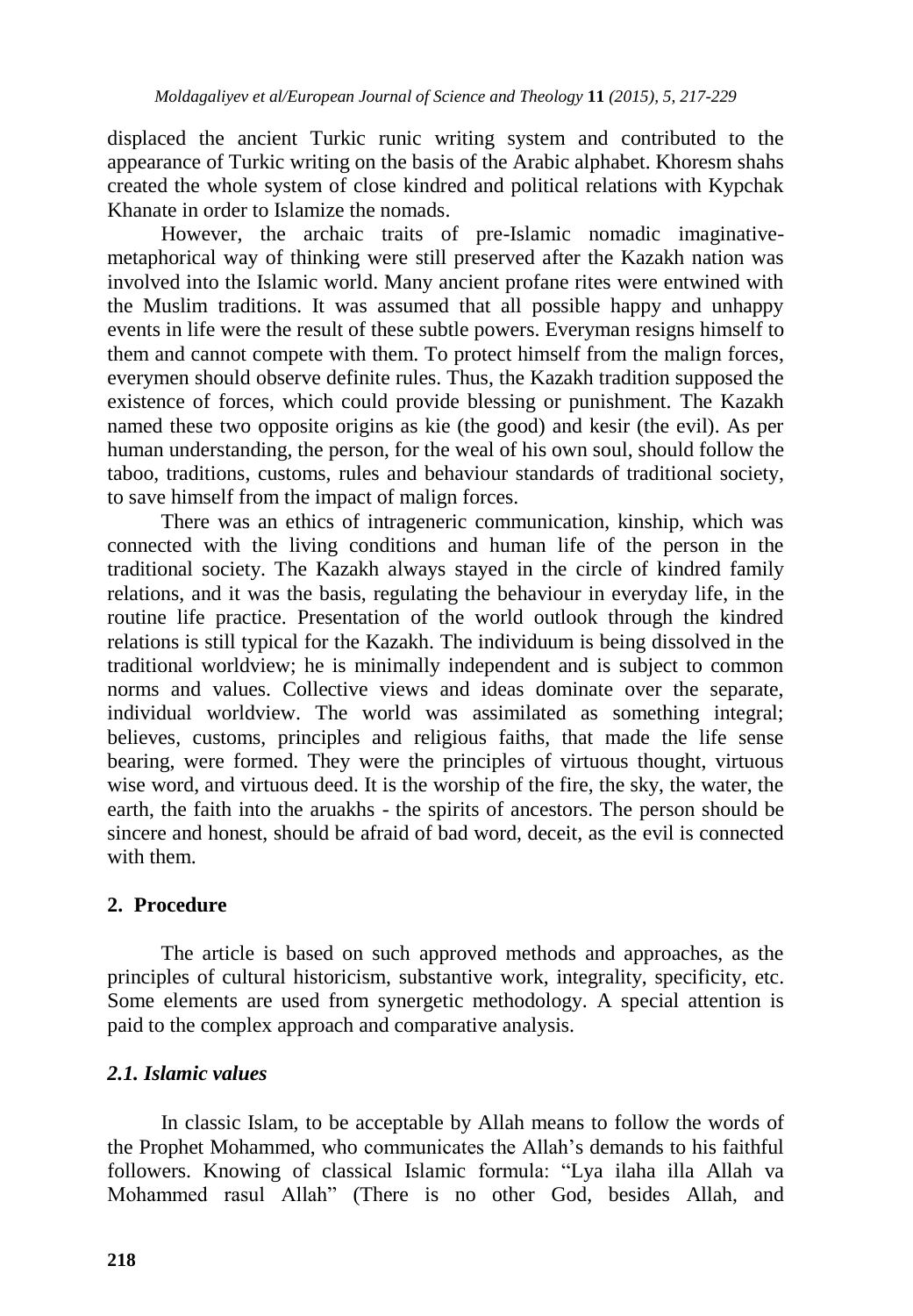displaced the ancient Turkic runic writing system and contributed to the appearance of Turkic writing on the basis of the Arabic alphabet. Khoresm shahs created the whole system of close kindred and political relations with Kypchak Khanate in order to Islamize the nomads.

However, the archaic traits of pre-Islamic nomadic imaginative-metaphorical way of thinking were still preserved after the Kazakh nation was involved into the Islamic world. Many ancient profane rites were entwined with the Muslim traditions. It was assumed that all possible happy and unhappy events in life were the result of these subtle powers. Everyman resigns himself to them and cannot compete with them. To protect himself from the malign forces, everymen should observe definite rules. Thus, the Kazakh tradition supposed the existence of forces, which could provide blessing or punishment. The Kazakh named these two opposite origins as kie (the good) and kesir (the evil). As per human understanding, the person, for the weal of his own soul, should follow the taboo, traditions, customs, rules and behaviour standards of traditional society, to save himself from the impact of malign forces.

There was an ethics of intrageneric communication, kinship, which was connected with the living conditions and human life of the person in the traditional society. The Kazakh always stayed in the circle of kindred family relations, and it was the basis, regulating the behaviour in everyday life, in the routine life practice. Presentation of the world outlook through the kindred relations is still typical for the Kazakh. The individuum is being dissolved in the traditional worldview; he is minimally independent and is subject to common norms and values. Collective views and ideas dominate over the separate, individual worldview. The world was assimilated as something integral; believes, customs, principles and religious faiths, that made the life sense bearing, were formed. They were the principles of virtuous thought, virtuous wise word, and virtuous deed. It is the worship of the fire, the sky, the water, the earth, the faith into the aruakhs - the spirits of ancestors. The person should be sincere and honest, should be afraid of bad word, deceit, as the evil is connected with them.

## 2. Procedure

The article is based on such approved methods and approaches, as the principles of cultural historicism, substantive work, integrality, specificity, etc. Some elements are used from synergetic methodology. A special attention is paid to the complex approach and comparative analysis.

### *2.1. Islamic values*

In classic Islam, to be acceptable by Allah means to follow the words of the Prophet Mohammed, who communicates the Allah's demands to his faithful followers. Knowing of classical Islamic formula: "Lya ilaha illa Allah va Mohammed rasul Allah" (There is no other God, besides Allah, and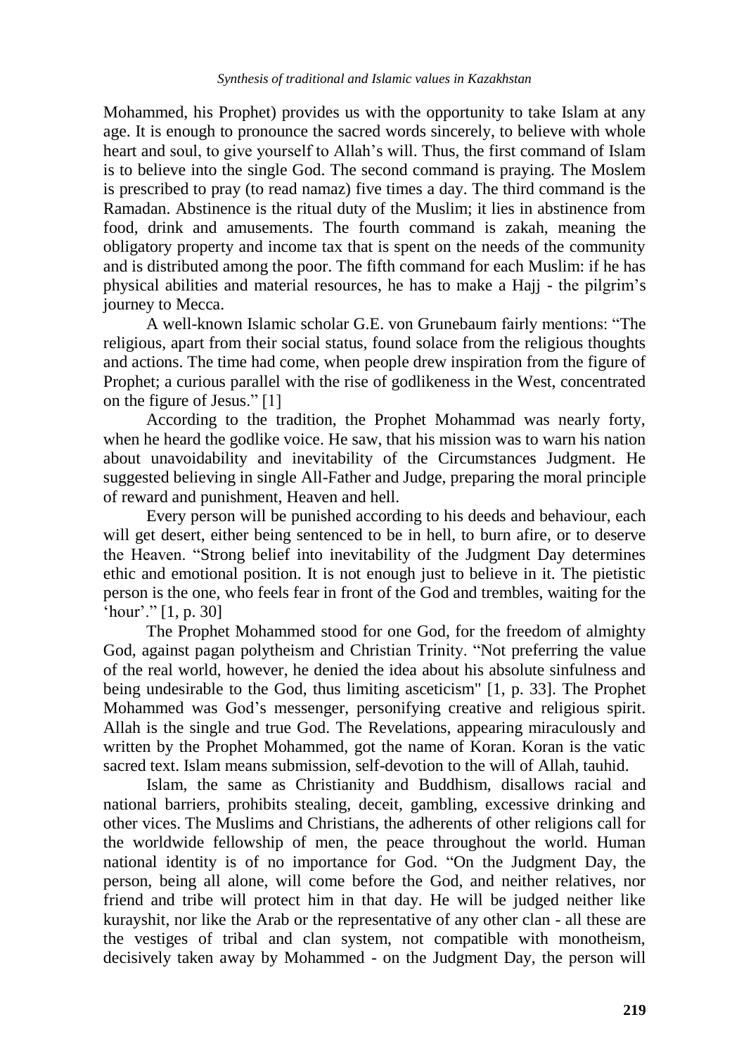Mohammed, his Prophet) provides us with the opportunity to take Islam at any age. It is enough to pronounce the sacred words sincerely, to believe with whole heart and soul, to give yourself to Allah's will. Thus, the first command of Islam is to believe into the single God. The second command is praying. The Moslem is prescribed to pray (to read namaz) five times a day. The third command is the Ramadan. Abstinence is the ritual duty of the Muslim; it lies in abstinence from food, drink and amusements. The fourth command is zakah, meaning the obligatory property and income tax that is spent on the needs of the community and is distributed among the poor. The fifth command for each Muslim: if he has physical abilities and material resources, he has to make a Hajj - the pilgrim's journey to Mecca.

A well-known Islamic scholar G.E. von Grunebaum fairly mentions: "The religious, apart from their social status, found solace from the religious thoughts and actions. The time had come, when people drew inspiration from the figure of Prophet; a curious parallel with the rise of godlikeness in the West, concentrated on the figure of Jesus." [1]

According to the tradition, the Prophet Mohammad was nearly forty, when he heard the godlike voice. He saw, that his mission was to warn his nation about unavoidability and inevitability of the Circumstances Judgment. He suggested believing in single All-Father and Judge, preparing the moral principle of reward and punishment, Heaven and hell.

Every person will be punished according to his deeds and behaviour, each will get desert, either being sentenced to be in hell, to burn afire, or to deserve the Heaven. "Strong belief into inevitability of the Judgment Day determines ethic and emotional position. It is not enough just to believe in it. The pietistic person is the one, who feels fear in front of the God and trembles, waiting for the 'hour'." [1, p. 30]

The Prophet Mohammed stood for one God, for the freedom of almighty God, against pagan polytheism and Christian Trinity. "Not preferring the value of the real world, however, he denied the idea about his absolute sinfulness and being undesirable to the God, thus limiting asceticism" [1, p. 33]. The Prophet Mohammed was God's messenger, personifying creative and religious spirit. Allah is the single and true God. The Revelations, appearing miraculously and written by the Prophet Mohammed, got the name of Koran. Koran is the vatic sacred text. Islam means submission, self-devotion to the will of Allah, tauhid.

Islam, the same as Christianity and Buddhism, disallows racial and national barriers, prohibits stealing, deceit, gambling, excessive drinking and other vices. The Muslims and Christians, the adherents of other religions call for the worldwide fellowship of men, the peace throughout the world. Human national identity is of no importance for God. "On the Judgment Day, the person, being all alone, will come before the God, and neither relatives, nor friend and tribe will protect him in that day. He will be judged neither like kurayshit, nor like the Arab or the representative of any other clan - all these are the vestiges of tribal and clan system, not compatible with monotheism, decisively taken away by Mohammed - on the Judgment Day, the person will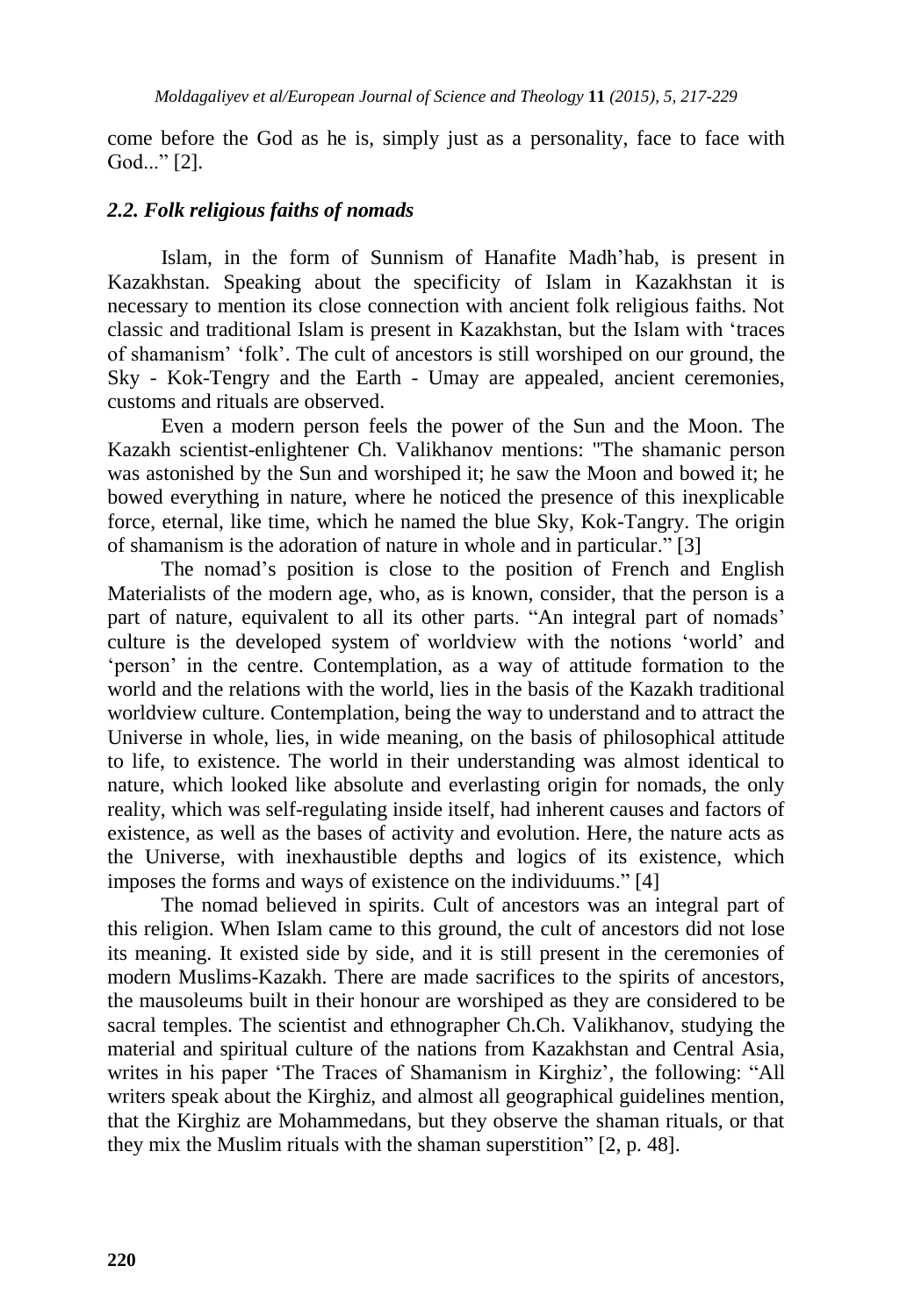come before the God as he is, simply just as a personality, face to face with God..." [2].

### *2.2. Folk religious faiths of nomads*

Islam, in the form of Sunnism of Hanafite Madh'hab, is present in Kazakhstan. Speaking about the specificity of Islam in Kazakhstan it is necessary to mention its close connection with ancient folk religious faiths. Not classic and traditional Islam is present in Kazakhstan, but the Islam with 'traces of shamanism' 'folk'. The cult of ancestors is still worshiped on our ground, the Sky - Kok-Tengry and the Earth - Umay are appealed, ancient ceremonies, customs and rituals are observed.

Even a modern person feels the power of the Sun and the Moon. The Kazakh scientist-enlightener Ch. Valikhanov mentions: "The shamanic person was astonished by the Sun and worshiped it; he saw the Moon and bowed it; he bowed everything in nature, where he noticed the presence of this inexplicable force, eternal, like time, which he named the blue Sky, Kok-Tangry. The origin of shamanism is the adoration of nature in whole and in particular." [3]

The nomad's position is close to the position of French and English Materialists of the modern age, who, as is known, consider, that the person is a part of nature, equivalent to all its other parts. "An integral part of nomads' culture is the developed system of worldview with the notions 'world' and 'person' in the centre. Contemplation, as a way of attitude formation to the world and the relations with the world, lies in the basis of the Kazakh traditional worldview culture. Contemplation, being the way to understand and to attract the Universe in whole, lies, in wide meaning, on the basis of philosophical attitude to life, to existence. The world in their understanding was almost identical to nature, which looked like absolute and everlasting origin for nomads, the only reality, which was self-regulating inside itself, had inherent causes and factors of existence, as well as the bases of activity and evolution. Here, the nature acts as the Universe, with inexhaustible depths and logics of its existence, which imposes the forms and ways of existence on the individuums." [4]

The nomad believed in spirits. Cult of ancestors was an integral part of this religion. When Islam came to this ground, the cult of ancestors did not lose its meaning. It existed side by side, and it is still present in the ceremonies of modern Muslims-Kazakh. There are made sacrifices to the spirits of ancestors, the mausoleums built in their honour are worshiped as they are considered to be sacral temples. The scientist and ethnographer Ch.Ch. Valikhanov, studying the material and spiritual culture of the nations from Kazakhstan and Central Asia, writes in his paper 'The Traces of Shamanism in Kirghiz', the following: "All writers speak about the Kirghiz, and almost all geographical guidelines mention, that the Kirghiz are Mohammedans, but they observe the shaman rituals, or that they mix the Muslim rituals with the shaman superstition" [2, p. 48].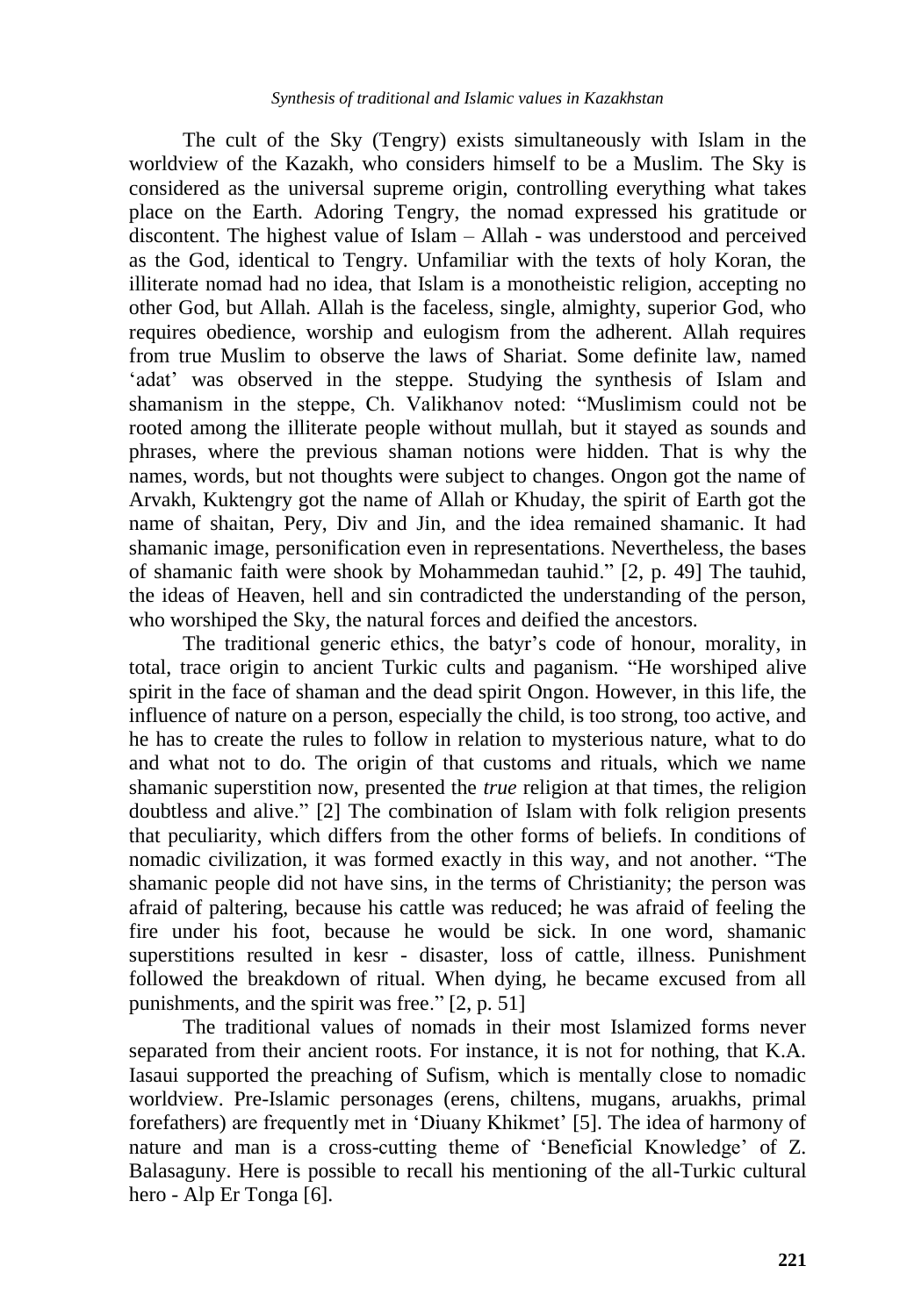The cult of the Sky (Tengry) exists simultaneously with Islam in the worldview of the Kazakh, who considers himself to be a Muslim. The Sky is considered as the universal supreme origin, controlling everything what takes place on the Earth. Adoring Tengry, the nomad expressed his gratitude or discontent. The highest value of Islam – Allah - was understood and perceived as the God, identical to Tengry. Unfamiliar with the texts of holy Koran, the illiterate nomad had no idea, that Islam is a monotheistic religion, accepting no other God, but Allah. Allah is the faceless, single, almighty, superior God, who requires obedience, worship and eulogism from the adherent. Allah requires from true Muslim to observe the laws of Shariat. Some definite law, named 'adat' was observed in the steppe. Studying the synthesis of Islam and shamanism in the steppe, Ch. Valikhanov noted: "Muslimism could not be rooted among the illiterate people without mullah, but it stayed as sounds and phrases, where the previous shaman notions were hidden. That is why the names, words, but not thoughts were subject to changes. Ongon got the name of Arvakh, Kuktengry got the name of Allah or Khuday, the spirit of Earth got the name of shaitan, Pery, Div and Jin, and the idea remained shamanic. It had shamanic image, personification even in representations. Nevertheless, the bases of shamanic faith were shook by Mohammedan tauhid." [2, p. 49] The tauhid, the ideas of Heaven, hell and sin contradicted the understanding of the person, who worshiped the Sky, the natural forces and deified the ancestors.

The traditional generic ethics, the batyr's code of honour, morality, in total, trace origin to ancient Turkic cults and paganism. "He worshiped alive spirit in the face of shaman and the dead spirit Ongon. However, in this life, the influence of nature on a person, especially the child, is too strong, too active, and he has to create the rules to follow in relation to mysterious nature, what to do and what not to do. The origin of that customs and rituals, which we name shamanic superstition now, presented the *true* religion at that times, the religion doubtless and alive." [2] The combination of Islam with folk religion presents that peculiarity, which differs from the other forms of beliefs. In conditions of nomadic civilization, it was formed exactly in this way, and not another. "The shamanic people did not have sins, in the terms of Christianity; the person was afraid of paltering, because his cattle was reduced; he was afraid of feeling the fire under his foot, because he would be sick. In one word, shamanic superstitions resulted in kesr - disaster, loss of cattle, illness. Punishment followed the breakdown of ritual. When dying, he became excused from all punishments, and the spirit was free." [2, p. 51]

The traditional values of nomads in their most Islamized forms never separated from their ancient roots. For instance, it is not for nothing, that K.A. Iasaui supported the preaching of Sufism, which is mentally close to nomadic worldview. Pre-Islamic personages (erens, chiltens, mugans, aruakhs, primal forefathers) are frequently met in 'Diuany Khikmet' [5]. The idea of harmony of nature and man is a cross-cutting theme of 'Beneficial Knowledge' of Z. Balasaguny. Here is possible to recall his mentioning of the all-Turkic cultural hero - Alp Er Tonga [6].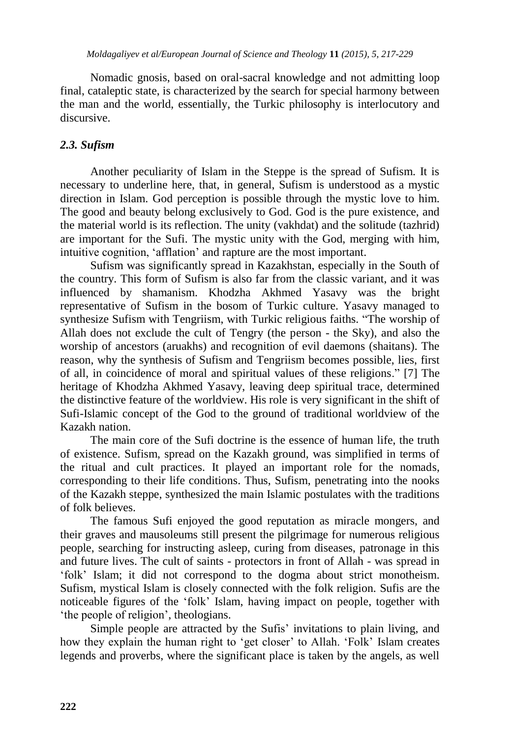Nomadic gnosis, based on oral-sacral knowledge and not admitting loop final, cataleptic state, is characterized by the search for special harmony between the man and the world, essentially, the Turkic philosophy is interlocutory and discursive.

### *2.3. Sufism*

Another peculiarity of Islam in the Steppe is the spread of Sufism. It is necessary to underline here, that, in general, Sufism is understood as a mystic direction in Islam. God perception is possible through the mystic love to him. The good and beauty belong exclusively to God. God is the pure existence, and the material world is its reflection. The unity (vakhdat) and the solitude (tazhrid) are important for the Sufi. The mystic unity with the God, merging with him, intuitive cognition, 'afflation' and rapture are the most important.

Sufism was significantly spread in Kazakhstan, especially in the South of the country. This form of Sufism is also far from the classic variant, and it was influenced by shamanism. Khodzha Akhmed Yasavy was the bright representative of Sufism in the bosom of Turkic culture. Yasavy managed to synthesize Sufism with Tengriism, with Turkic religious faiths. "The worship of Allah does not exclude the cult of Tengry (the person - the Sky), and also the worship of ancestors (aruakhs) and recognition of evil daemons (shaitans). The reason, why the synthesis of Sufism and Tengriism becomes possible, lies, first of all, in coincidence of moral and spiritual values of these religions." [7] The heritage of Khodzha Akhmed Yasavy, leaving deep spiritual trace, determined the distinctive feature of the worldview. His role is very significant in the shift of Sufi-Islamic concept of the God to the ground of traditional worldview of the Kazakh nation.

The main core of the Sufi doctrine is the essence of human life, the truth of existence. Sufism, spread on the Kazakh ground, was simplified in terms of the ritual and cult practices. It played an important role for the nomads, corresponding to their life conditions. Thus, Sufism, penetrating into the nooks of the Kazakh steppe, synthesized the main Islamic postulates with the traditions of folk believes.

The famous Sufi enjoyed the good reputation as miracle mongers, and their graves and mausoleums still present the pilgrimage for numerous religious people, searching for instructing asleep, curing from diseases, patronage in this and future lives. The cult of saints - protectors in front of Allah - was spread in 'folk' Islam; it did not correspond to the dogma about strict monotheism. Sufism, mystical Islam is closely connected with the folk religion. Sufis are the noticeable figures of the 'folk' Islam, having impact on people, together with 'the people of religion', theologians.

Simple people are attracted by the Sufis' invitations to plain living, and how they explain the human right to 'get closer' to Allah. 'Folk' Islam creates legends and proverbs, where the significant place is taken by the angels, as well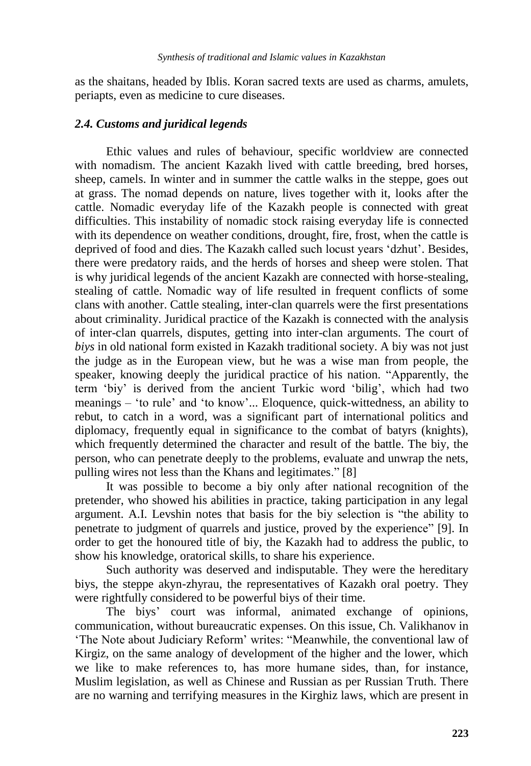as the shaitans, headed by Iblis. Koran sacred texts are used as charms, amulets, periapts, even as medicine to cure diseases.

### *2.4. Customs and juridical legends*

Ethic values and rules of behaviour, specific worldview are connected with nomadism. The ancient Kazakh lived with cattle breeding, bred horses, sheep, camels. In winter and in summer the cattle walks in the steppe, goes out at grass. The nomad depends on nature, lives together with it, looks after the cattle. Nomadic everyday life of the Kazakh people is connected with great difficulties. This instability of nomadic stock raising everyday life is connected with its dependence on weather conditions, drought, fire, frost, when the cattle is deprived of food and dies. The Kazakh called such locust years 'dzhut'. Besides, there were predatory raids, and the herds of horses and sheep were stolen. That is why juridical legends of the ancient Kazakh are connected with horse-stealing, stealing of cattle. Nomadic way of life resulted in frequent conflicts of some clans with another. Cattle stealing, inter-clan quarrels were the first presentations about criminality. Juridical practice of the Kazakh is connected with the analysis of inter-clan quarrels, disputes, getting into inter-clan arguments. The court of *biys* in old national form existed in Kazakh traditional society. A biy was not just the judge as in the European view, but he was a wise man from people, the speaker, knowing deeply the juridical practice of his nation. "Apparently, the term 'biy' is derived from the ancient Turkic word 'bilig', which had two meanings – 'to rule' and 'to know'... Eloquence, quick-wittedness, an ability to rebut, to catch in a word, was a significant part of international politics and diplomacy, frequently equal in significance to the combat of batyrs (knights), which frequently determined the character and result of the battle. The biy, the person, who can penetrate deeply to the problems, evaluate and unwrap the nets, pulling wires not less than the Khans and legitimates." [8]

It was possible to become a biy only after national recognition of the pretender, who showed his abilities in practice, taking participation in any legal argument. A.I. Levshin notes that basis for the biy selection is "the ability to penetrate to judgment of quarrels and justice, proved by the experience" [9]. In order to get the honoured title of biy, the Kazakh had to address the public, to show his knowledge, oratorical skills, to share his experience.

Such authority was deserved and indisputable. They were the hereditary biys, the steppe akyn-zhyrau, the representatives of Kazakh oral poetry. They were rightfully considered to be powerful biys of their time.

The biys' court was informal, animated exchange of opinions, communication, without bureaucratic expenses. On this issue, Ch. Valikhanov in 'The Note about Judiciary Reform' writes: "Meanwhile, the conventional law of Kirgiz, on the same analogy of development of the higher and the lower, which we like to make references to, has more humane sides, than, for instance, Muslim legislation, as well as Chinese and Russian as per Russian Truth. There are no warning and terrifying measures in the Kirghiz laws, which are present in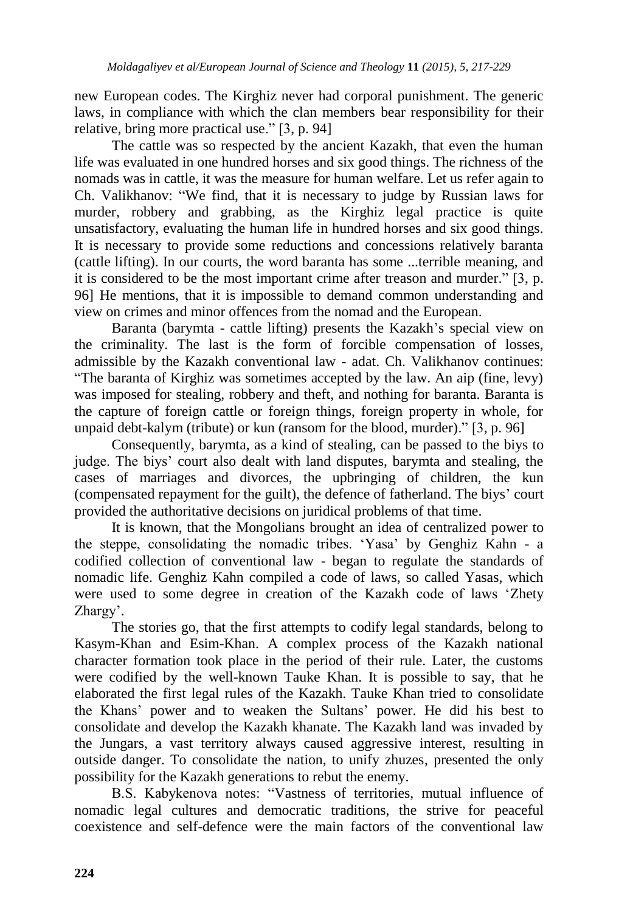new European codes. The Kirghiz never had corporal punishment. The generic laws, in compliance with which the clan members bear responsibility for their relative, bring more practical use." [3, p. 94]

The cattle was so respected by the ancient Kazakh, that even the human life was evaluated in one hundred horses and six good things. The richness of the nomads was in cattle, it was the measure for human welfare. Let us refer again to Ch. Valikhanov: "We find, that it is necessary to judge by Russian laws for murder, robbery and grabbing, as the Kirghiz legal practice is quite unsatisfactory, evaluating the human life in hundred horses and six good things. It is necessary to provide some reductions and concessions relatively baranta (cattle lifting). In our courts, the word baranta has some ...terrible meaning, and it is considered to be the most important crime after treason and murder." [3, p. 96] He mentions, that it is impossible to demand common understanding and view on crimes and minor offences from the nomad and the European.

Baranta (barymta - cattle lifting) presents the Kazakh's special view on the criminality. The last is the form of forcible compensation of losses, admissible by the Kazakh conventional law - adat. Ch. Valikhanov continues: "The baranta of Kirghiz was sometimes accepted by the law. An aip (fine, levy) was imposed for stealing, robbery and theft, and nothing for baranta. Baranta is the capture of foreign cattle or foreign things, foreign property in whole, for unpaid debt-kalym (tribute) or kun (ransom for the blood, murder)." [3, p. 96]

Consequently, barymta, as a kind of stealing, can be passed to the biys to judge. The biys' court also dealt with land disputes, barymta and stealing, the cases of marriages and divorces, the upbringing of children, the kun (compensated repayment for the guilt), the defence of fatherland. The biys' court provided the authoritative decisions on juridical problems of that time.

It is known, that the Mongolians brought an idea of centralized power to the steppe, consolidating the nomadic tribes. 'Yasa' by Genghiz Kahn - a codified collection of conventional law - began to regulate the standards of nomadic life. Genghiz Kahn compiled a code of laws, so called Yasas, which were used to some degree in creation of the Kazakh code of laws 'Zhety Zhargy'.

The stories go, that the first attempts to codify legal standards, belong to Kasym-Khan and Esim-Khan. A complex process of the Kazakh national character formation took place in the period of their rule. Later, the customs were codified by the well-known Tauke Khan. It is possible to say, that he elaborated the first legal rules of the Kazakh. Tauke Khan tried to consolidate the Khans' power and to weaken the Sultans' power. He did his best to consolidate and develop the Kazakh khanate. The Kazakh land was invaded by the Jungars, a vast territory always caused aggressive interest, resulting in outside danger. To consolidate the nation, to unify zhuzes, presented the only possibility for the Kazakh generations to rebut the enemy.

B.S. Kabykenova notes: "Vastness of territories, mutual influence of nomadic legal cultures and democratic traditions, the strive for peaceful coexistence and self-defence were the main factors of the conventional law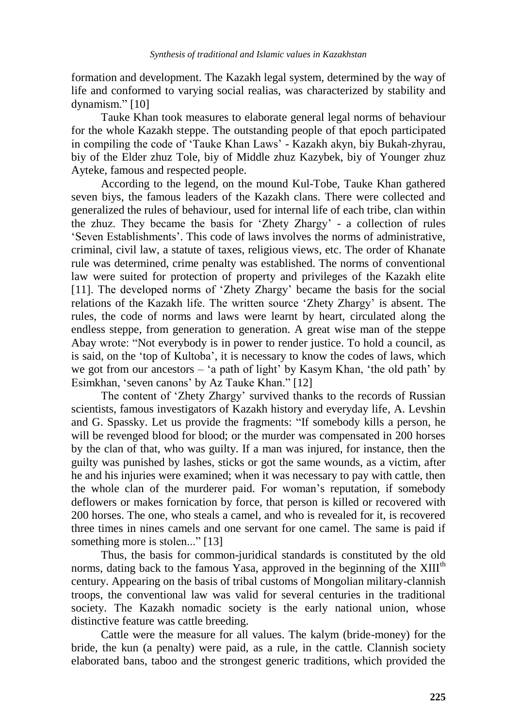formation and development. The Kazakh legal system, determined by the way of life and conformed to varying social realias, was characterized by stability and dynamism." [10]

Tauke Khan took measures to elaborate general legal norms of behaviour for the whole Kazakh steppe. The outstanding people of that epoch participated in compiling the code of 'Tauke Khan Laws' - Kazakh akyn, biy Bukah-zhyrau, biy of the Elder zhuz Tole, biy of Middle zhuz Kazybek, biy of Younger zhuz Ayteke, famous and respected people.

According to the legend, on the mound Kul-Tobe, Tauke Khan gathered seven biys, the famous leaders of the Kazakh clans. There were collected and generalized the rules of behaviour, used for internal life of each tribe, clan within the zhuz. They became the basis for 'Zhety Zhargy' - a collection of rules 'Seven Establishments'. This code of laws involves the norms of administrative, criminal, civil law, a statute of taxes, religious views, etc. The order of Khanate rule was determined, crime penalty was established. The norms of conventional law were suited for protection of property and privileges of the Kazakh elite [11]. The developed norms of 'Zhety Zhargy' became the basis for the social relations of the Kazakh life. The written source 'Zhety Zhargy' is absent. The rules, the code of norms and laws were learnt by heart, circulated along the endless steppe, from generation to generation. A great wise man of the steppe Abay wrote: "Not everybody is in power to render justice. To hold a council, as is said, on the 'top of Kultoba', it is necessary to know the codes of laws, which we got from our ancestors – 'a path of light' by Kasym Khan, 'the old path' by Esimkhan, 'seven canons' by Az Tauke Khan." [12]

The content of 'Zhety Zhargy' survived thanks to the records of Russian scientists, famous investigators of Kazakh history and everyday life, A. Levshin and G. Spassky. Let us provide the fragments: "If somebody kills a person, he will be revenged blood for blood; or the murder was compensated in 200 horses by the clan of that, who was guilty. If a man was injured, for instance, then the guilty was punished by lashes, sticks or got the same wounds, as a victim, after he and his injuries were examined; when it was necessary to pay with cattle, then the whole clan of the murderer paid. For woman's reputation, if somebody deflowers or makes fornication by force, that person is killed or recovered with 200 horses. The one, who steals a camel, and who is revealed for it, is recovered three times in nines camels and one servant for one camel. The same is paid if something more is stolen..." [13]

Thus, the basis for common-juridical standards is constituted by the old norms, dating back to the famous Yasa, approved in the beginning of the XIII[th] century. Appearing on the basis of tribal customs of Mongolian military-clannish troops, the conventional law was valid for several centuries in the traditional society. The Kazakh nomadic society is the early national union, whose distinctive feature was cattle breeding.

Cattle were the measure for all values. The kalym (bride-money) for the bride, the kun (a penalty) were paid, as a rule, in the cattle. Clannish society elaborated bans, taboo and the strongest generic traditions, which provided the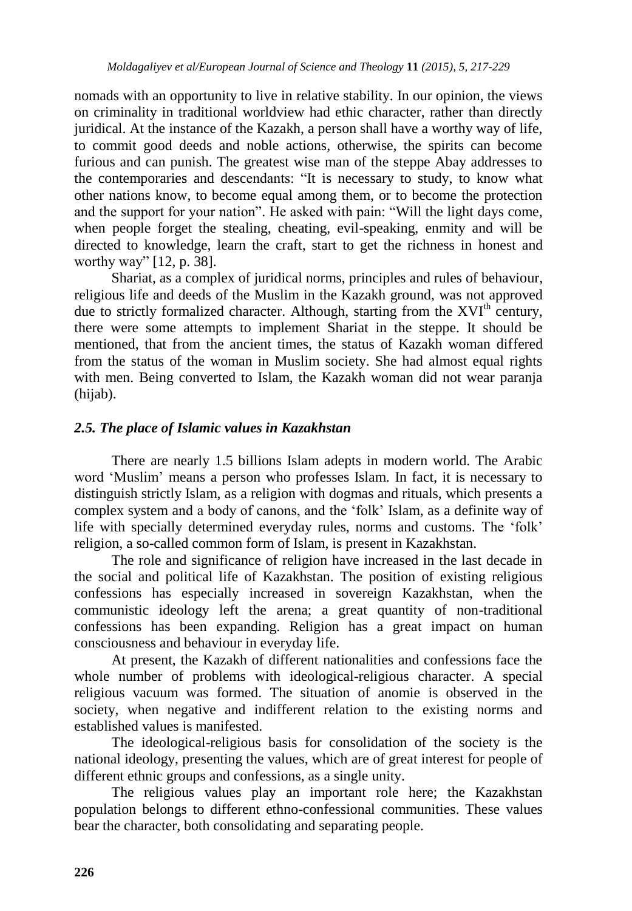nomads with an opportunity to live in relative stability. In our opinion, the views on criminality in traditional worldview had ethic character, rather than directly juridical. At the instance of the Kazakh, a person shall have a worthy way of life, to commit good deeds and noble actions, otherwise, the spirits can become furious and can punish. The greatest wise man of the steppe Abay addresses to the contemporaries and descendants: “It is necessary to study, to know what other nations know, to become equal among them, or to become the protection and the support for your nation”. He asked with pain: “Will the light days come, when people forget the stealing, cheating, evil-speaking, enmity and will be directed to knowledge, learn the craft, start to get the richness in honest and worthy way” [12, p. 38].

Shariat, as a complex of juridical norms, principles and rules of behaviour, religious life and deeds of the Muslim in the Kazakh ground, was not approved due to strictly formalized character. Although, starting from the XVI[th] century, there were some attempts to implement Shariat in the steppe. It should be mentioned, that from the ancient times, the status of Kazakh woman differed from the status of the woman in Muslim society. She had almost equal rights with men. Being converted to Islam, the Kazakh woman did not wear paranja (hijab).

### *2.5. The place of Islamic values in Kazakhstan*

There are nearly 1.5 billions Islam adepts in modern world. The Arabic word ‘Muslim’ means a person who professes Islam. In fact, it is necessary to distinguish strictly Islam, as a religion with dogmas and rituals, which presents a complex system and a body of canons, and the ‘folk’ Islam, as a definite way of life with specially determined everyday rules, norms and customs. The ‘folk’ religion, a so-called common form of Islam, is present in Kazakhstan.

The role and significance of religion have increased in the last decade in the social and political life of Kazakhstan. The position of existing religious confessions has especially increased in sovereign Kazakhstan, when the communistic ideology left the arena; a great quantity of non-traditional confessions has been expanding. Religion has a great impact on human consciousness and behaviour in everyday life.

At present, the Kazakh of different nationalities and confessions face the whole number of problems with ideological-religious character. A special religious vacuum was formed. The situation of anomie is observed in the society, when negative and indifferent relation to the existing norms and established values is manifested.

The ideological-religious basis for consolidation of the society is the national ideology, presenting the values, which are of great interest for people of different ethnic groups and confessions, as a single unity.

The religious values play an important role here; the Kazakhstan population belongs to different ethno-confessional communities. These values bear the character, both consolidating and separating people.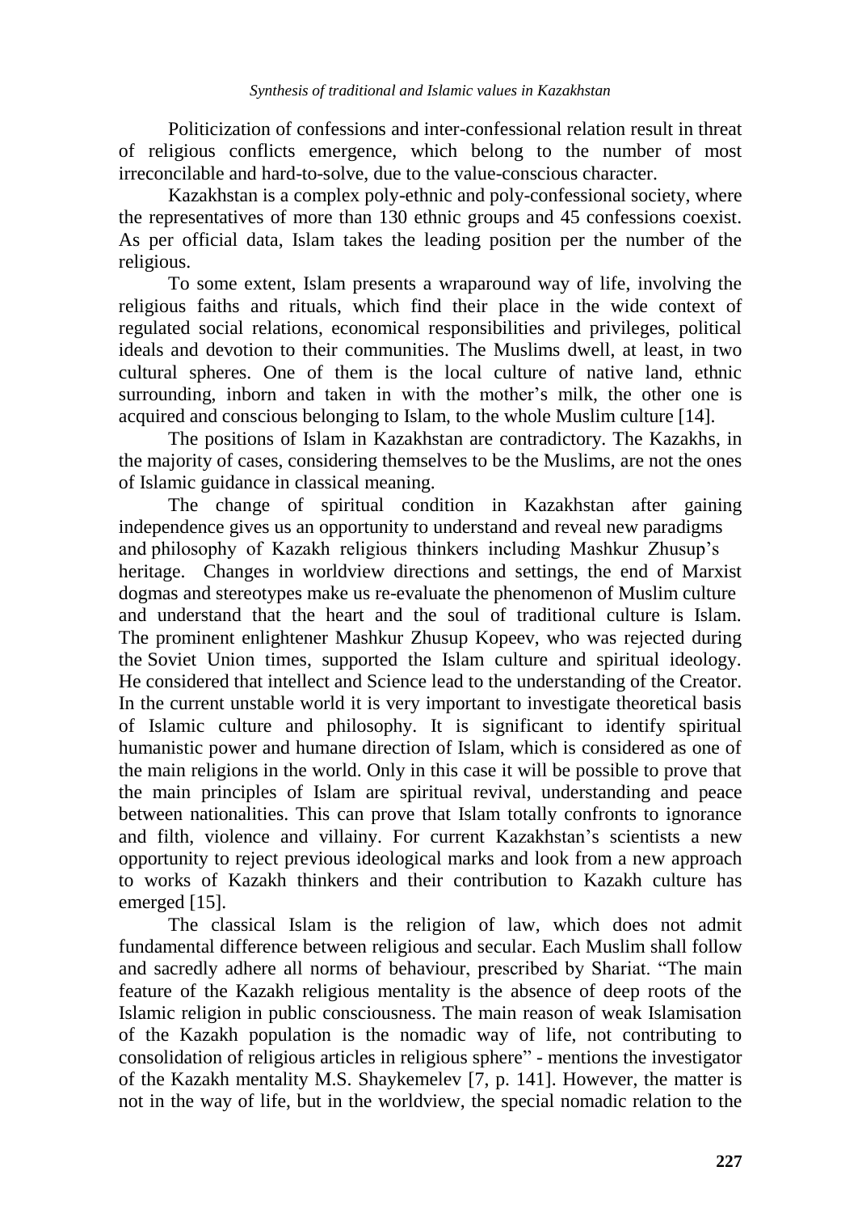Politicization of confessions and inter-confessional relation result in threat of religious conflicts emergence, which belong to the number of most irreconcilable and hard-to-solve, due to the value-conscious character.

Kazakhstan is a complex poly-ethnic and poly-confessional society, where the representatives of more than 130 ethnic groups and 45 confessions coexist. As per official data, Islam takes the leading position per the number of the religious.

To some extent, Islam presents a wraparound way of life, involving the religious faiths and rituals, which find their place in the wide context of regulated social relations, economical responsibilities and privileges, political ideals and devotion to their communities. The Muslims dwell, at least, in two cultural spheres. One of them is the local culture of native land, ethnic surrounding, inborn and taken in with the mother's milk, the other one is acquired and conscious belonging to Islam, to the whole Muslim culture [14].

The positions of Islam in Kazakhstan are contradictory. The Kazakhs, in the majority of cases, considering themselves to be the Muslims, are not the ones of Islamic guidance in classical meaning.

The change of spiritual condition in Kazakhstan after gaining independence gives us an opportunity to understand and reveal new paradigms and philosophy of Kazakh religious thinkers including Mashkur Zhusup's heritage. Changes in worldview directions and settings, the end of Marxist dogmas and stereotypes make us re-evaluate the phenomenon of Muslim culture and understand that the heart and the soul of traditional culture is Islam. The prominent enlightener Mashkur Zhusup Kopeev, who was rejected during the Soviet Union times, supported the Islam culture and spiritual ideology. He considered that intellect and Science lead to the understanding of the Creator. In the current unstable world it is very important to investigate theoretical basis of Islamic culture and philosophy. It is significant to identify spiritual humanistic power and humane direction of Islam, which is considered as one of the main religions in the world. Only in this case it will be possible to prove that the main principles of Islam are spiritual revival, understanding and peace between nationalities. This can prove that Islam totally confronts to ignorance and filth, violence and villainy. For current Kazakhstan's scientists a new opportunity to reject previous ideological marks and look from a new approach to works of Kazakh thinkers and their contribution to Kazakh culture has emerged [15].

The classical Islam is the religion of law, which does not admit fundamental difference between religious and secular. Each Muslim shall follow and sacredly adhere all norms of behaviour, prescribed by Shariat. "The main feature of the Kazakh religious mentality is the absence of deep roots of the Islamic religion in public consciousness. The main reason of weak Islamisation of the Kazakh population is the nomadic way of life, not contributing to consolidation of religious articles in religious sphere" - mentions the investigator of the Kazakh mentality M.S. Shaykemelev [7, p. 141]. However, the matter is not in the way of life, but in the worldview, the special nomadic relation to the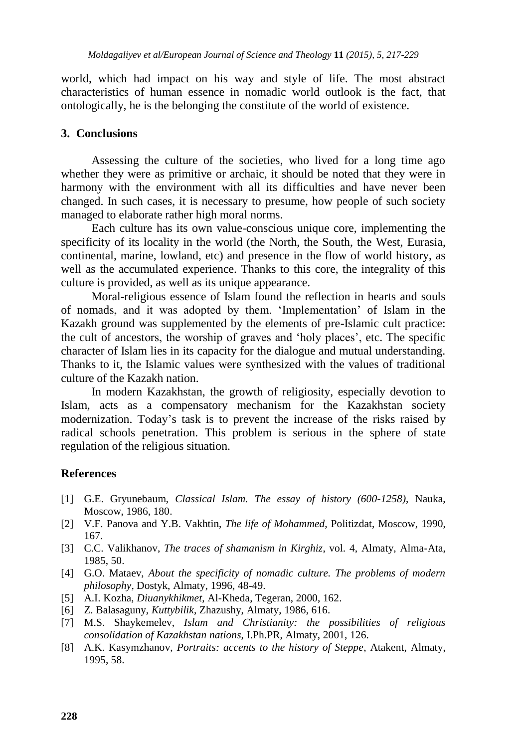world, which had impact on his way and style of life. The most abstract characteristics of human essence in nomadic world outlook is the fact, that ontologically, he is the belonging the constitute of the world of existence.

## 3. Conclusions

Assessing the culture of the societies, who lived for a long time ago whether they were as primitive or archaic, it should be noted that they were in harmony with the environment with all its difficulties and have never been changed. In such cases, it is necessary to presume, how people of such society managed to elaborate rather high moral norms.

Each culture has its own value-conscious unique core, implementing the specificity of its locality in the world (the North, the South, the West, Eurasia, continental, marine, lowland, etc) and presence in the flow of world history, as well as the accumulated experience. Thanks to this core, the integrality of this culture is provided, as well as its unique appearance.

Moral-religious essence of Islam found the reflection in hearts and souls of nomads, and it was adopted by them. 'Implementation' of Islam in the Kazakh ground was supplemented by the elements of pre-Islamic cult practice: the cult of ancestors, the worship of graves and 'holy places', etc. The specific character of Islam lies in its capacity for the dialogue and mutual understanding. Thanks to it, the Islamic values were synthesized with the values of traditional culture of the Kazakh nation.

In modern Kazakhstan, the growth of religiosity, especially devotion to Islam, acts as a compensatory mechanism for the Kazakhstan society modernization. Today's task is to prevent the increase of the risks raised by radical schools penetration. This problem is serious in the sphere of state regulation of the religious situation.

## References

[1] G.E. Gryunebaum, *Classical Islam. The essay of history (600-1258)*, Nauka, Moscow, 1986, 180.

[2] V.F. Panova and Y.B. Vakhtin, *The life of Mohammed*, Politizdat, Moscow, 1990, 167.

[3] C.C. Valikhanov, *The traces of shamanism in Kirghiz*, vol. 4, Almaty, Alma-Ata, 1985, 50.

[4] G.O. Mataev, *About the specificity of nomadic culture. The problems of modern philosophy*, Dostyk, Almaty, 1996, 48-49.

[5] A.I. Kozha, *Diuanykhikmet*, Al-Kheda, Tegeran, 2000, 162.

[6] Z. Balasaguny, *Kuttybilik*, Zhazushy, Almaty, 1986, 616.

[7] M.S. Shaykemelev, *Islam and Christianity: the possibilities of religious consolidation of Kazakhstan nations*, I.Ph.PR, Almaty, 2001, 126.

[8] A.K. Kasymzhanov, *Portraits: accents to the history of Steppe*, Atakent, Almaty, 1995, 58.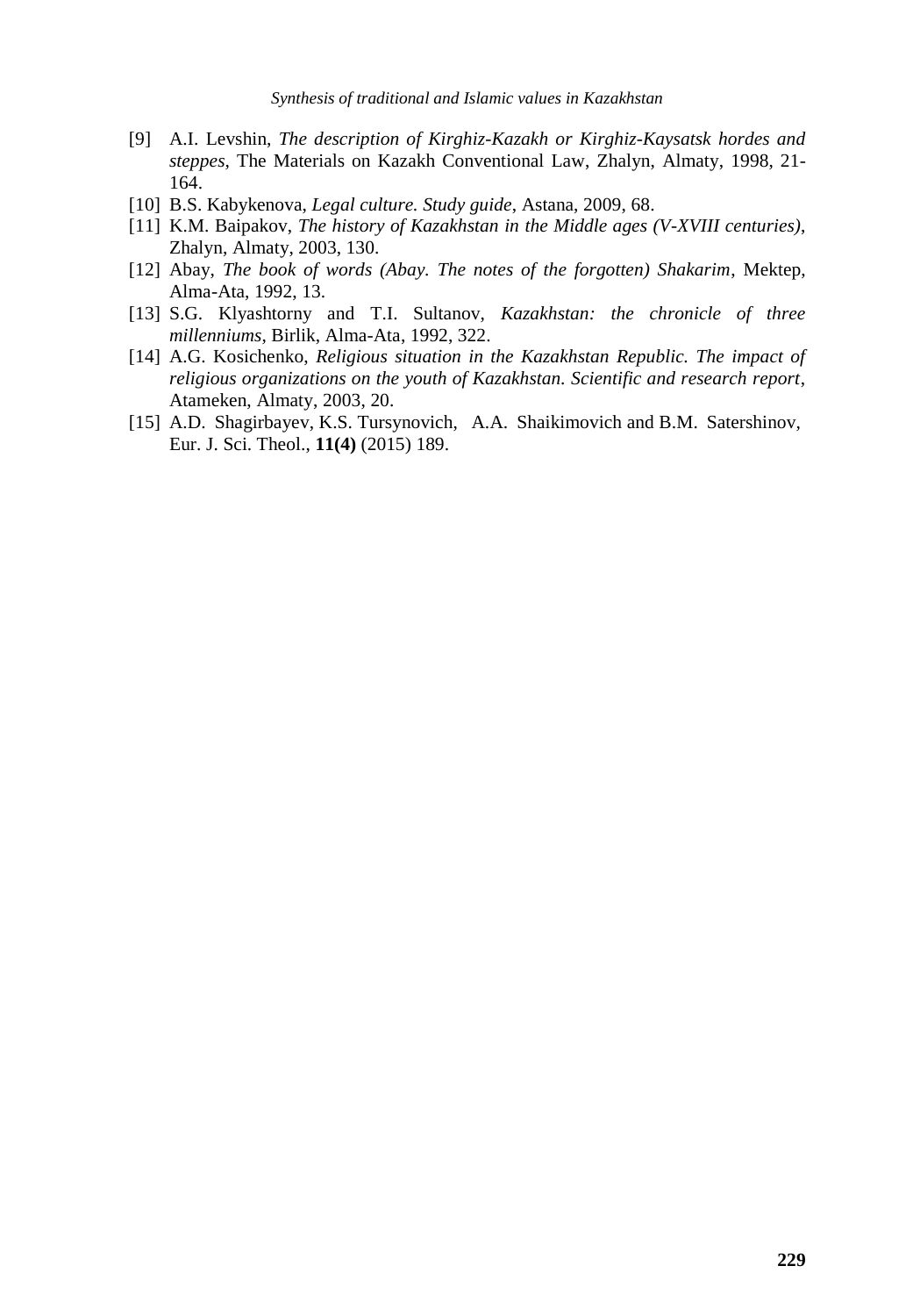[9] A.I. Levshin, *The description of Kirghiz-Kazakh or Kirghiz-Kaysatsk hordes and steppes*, The Materials on Kazakh Conventional Law, Zhalyn, Almaty, 1998, 21-164.

[10] B.S. Kabykenova, *Legal culture. Study guide*, Astana, 2009, 68.

[11] K.M. Baipakov, *The history of Kazakhstan in the Middle ages (V-XVIII centuries)*, Zhalyn, Almaty, 2003, 130.

[12] Abay, *The book of words (Abay. The notes of the forgotten) Shakarim*, Mektep, Alma-Ata, 1992, 13.

[13] S.G. Klyashtorny and T.I. Sultanov, *Kazakhstan: the chronicle of three millenniums*, Birlik, Alma-Ata, 1992, 322.

[14] A.G. Kosichenko, *Religious situation in the Kazakhstan Republic. The impact of religious organizations on the youth of Kazakhstan. Scientific and research report*, Atameken, Almaty, 2003, 20.

[15] A.D. Shagirbayev, K.S. Tursynovich, A.A. Shaikimovich and B.M. Satershinov, Eur. J. Sci. Theol., **11(4)** (2015) 189.